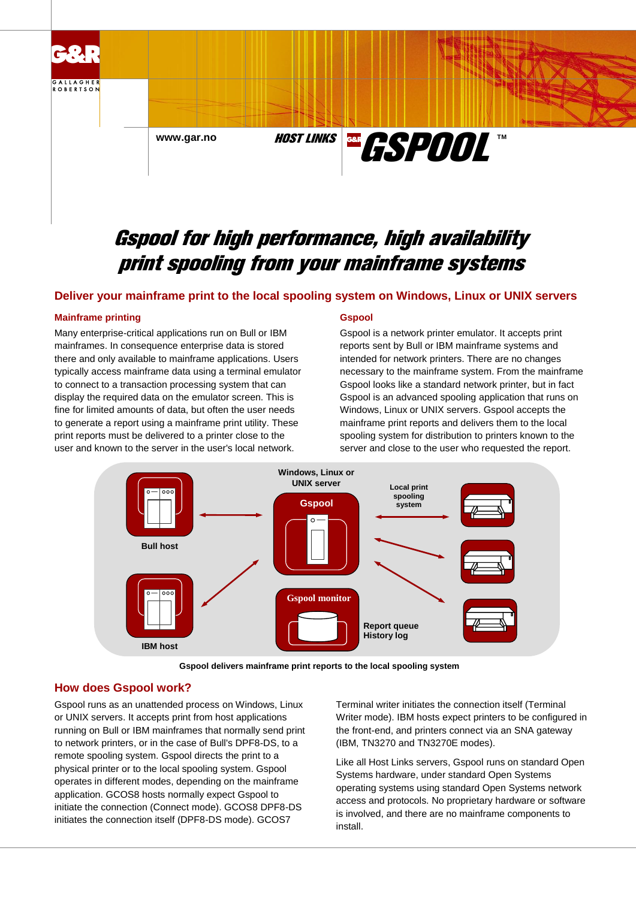www.gar.no

HOST LINKS

GSPOOL™

# Gspool for high performance, high availability print spooling from your mainframe systems

## Deliver your mainframe print to the local spooling system on Windows, Linux or UNIX servers

### Mainframe printing

Many enterprise-critical applications run on Bull or IBM mainframes. In consequence enterprise data is stored there and only available to mainframe applications. Users typically access mainframe data using a terminal emulator to connect to a transaction processing system that can display the required data on the emulator screen. This is fine for limited amounts of data, but often the user needs to generate a report using a mainframe print utility. These print reports must be delivered to a printer close to the user and known to the server in the user's local network.

### Gspool

Gspool is a network printer emulator. It accepts print reports sent by Bull or IBM mainframe systems and intended for network printers. There are no changes necessary to the mainframe system. From the mainframe Gspool looks like a standard network printer, but in fact Gspool is an advanced spooling application that runs on Windows, Linux or UNIX servers. Gspool accepts the mainframe print reports and delivers them to the local spooling system for distribution to printers known to the server and close to the user who requested the report.

Bull host | IBM host | Windows, Linux or UNIX server | Gspool | Gspool monitor | Report queue History log | Local print spooling system

Gspool delivers mainframe print reports to the local spooling system

## How does Gspool work?

Gspool runs as an unattended process on Windows, Linux or UNIX servers. It accepts print from host applications running on Bull or IBM mainframes that normally send print to network printers, or in the case of Bull's DPF8-DS, to a remote spooling system. Gspool directs the print to a physical printer or to the local spooling system. Gspool operates in different modes, depending on the mainframe application. GCOS8 hosts normally expect Gspool to initiate the connection (Connect mode). GCOS8 DPF8-DS initiates the connection itself (DPF8-DS mode). GCOS7 Terminal writer initiates the connection itself (Terminal Writer mode). IBM hosts expect printers to be configured in the front-end, and printers connect via an SNA gateway (IBM, TN3270 and TN3270E modes).

Like all Host Links servers, Gspool runs on standard Open Systems hardware, under standard Open Systems operating systems using standard Open Systems network access and protocols. No proprietary hardware or software is involved, and there are no mainframe components to install.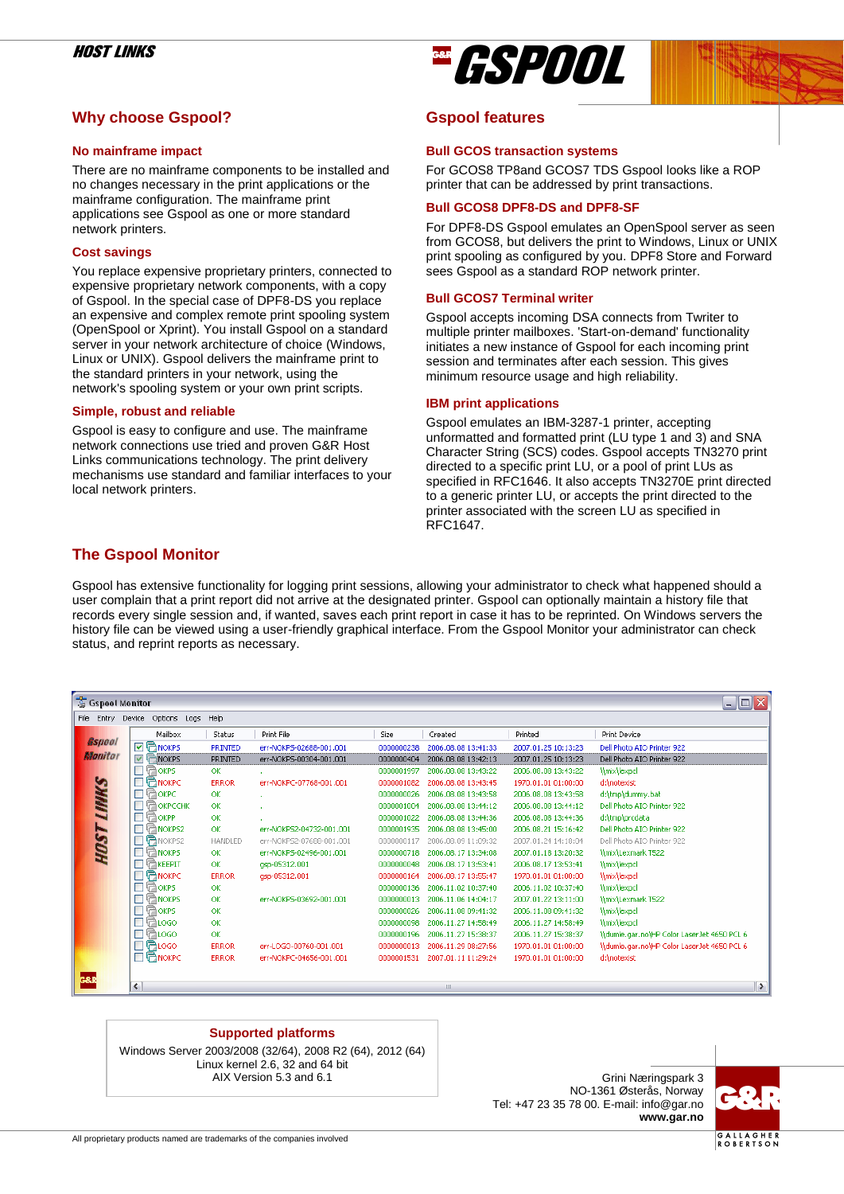## Why choose Gspool?

### No mainframe impact

There are no mainframe components to be installed and no changes necessary in the print applications or the mainframe configuration. The mainframe print applications see Gspool as one or more standard network printers.

### Cost savings

You replace expensive proprietary printers, connected to expensive proprietary network components, with a copy of Gspool. In the special case of DPF8-DS you replace an expensive and complex remote print spooling system (OpenSpool or Xprint). You install Gspool on a standard server in your network architecture of choice (Windows, Linux or UNIX). Gspool delivers the mainframe print to the standard printers in your network, using the network's spooling system or your own print scripts.

### Simple, robust and reliable

Gspool is easy to configure and use. The mainframe network connections use tried and proven G&R Host Links communications technology. The print delivery mechanisms use standard and familiar interfaces to your local network printers.

## Gspool features

### Bull GCOS transaction systems

For GCOS8 TP8and GCOS7 TDS Gspool looks like a ROP printer that can be addressed by print transactions.

### Bull GCOS8 DPF8-DS and DPF8-SF

For DPF8-DS Gspool emulates an OpenSpool server as seen from GCOS8, but delivers the print to Windows, Linux or UNIX print spooling as configured by you. DPF8 Store and Forward sees Gspool as a standard ROP network printer.

### Bull GCOS7 Terminal writer

Gspool accepts incoming DSA connects from Twriter to multiple printer mailboxes. 'Start-on-demand' functionality initiates a new instance of Gspool for each incoming print session and terminates after each session. This gives minimum resource usage and high reliability.

### IBM print applications

Gspool emulates an IBM-3287-1 printer, accepting unformatted and formatted print (LU type 1 and 3) and SNA Character String (SCS) codes. Gspool accepts TN3270 print directed to a specific print LU, or a pool of print LUs as specified in RFC1646. It also accepts TN3270E print directed to a generic printer LU, or accepts the print directed to the printer associated with the screen LU as specified in RFC1647.

## The Gspool Monitor

Gspool has extensive functionality for logging print sessions, allowing your administrator to check what happened should a user complain that a print report did not arrive at the designated printer. Gspool can optionally maintain a history file that records every single session and, if wanted, saves each print report in case it has to be reprinted. On Windows servers the history file can be viewed using a user-friendly graphical interface. From the Gspool Monitor your administrator can check status, and reprint reports as necessary.

**Supported platforms**

Windows Server 2003/2008 (32/64), 2008 R2 (64), 2012 (64)
Linux kernel 2.6, 32 and 64 bit
AIX Version 5.3 and 6.1

Grini Næringspark 3
NO-1361 Østerås, Norway
Tel: +47 23 35 78 00. E-mail: info@gar.no
**www.gar.no**

All proprietary products named are trademarks of the companies involved